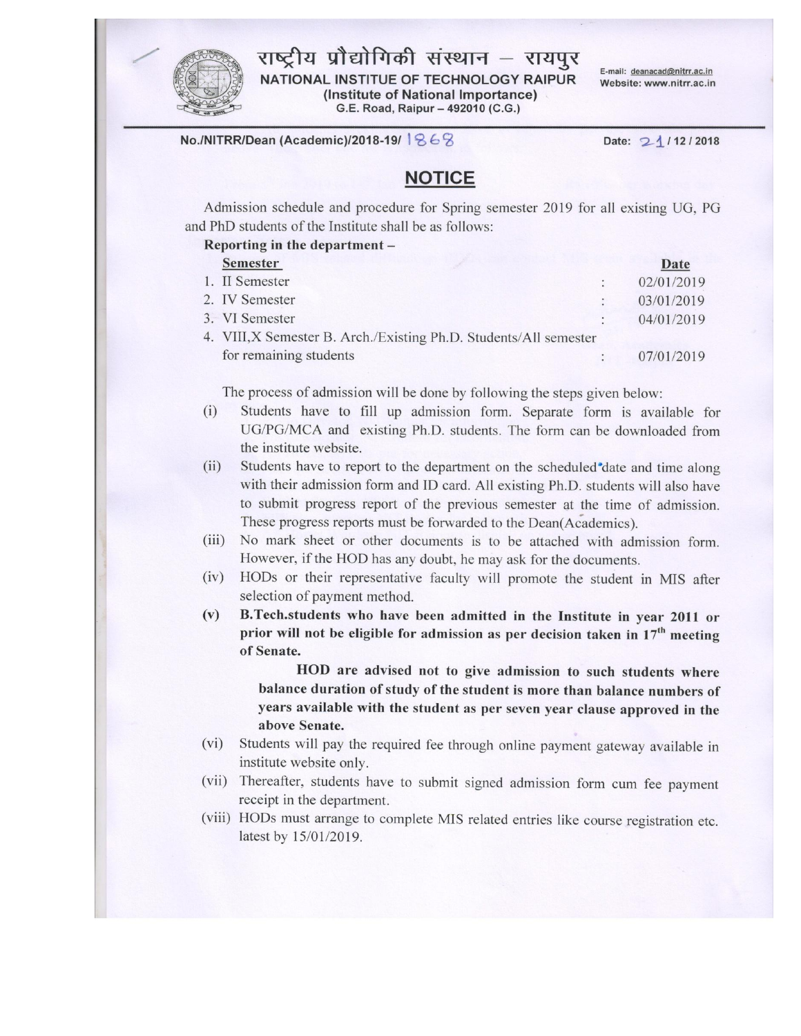# राष्ट्रीय प्रौद्योगिकी संस्थान – रायपुर

**NATIONAL INSTITUE OF TECHNOLOGY RAIPUR**
**(Institute of National Importance)**
G.E. Road, Raipur – 492010 (C.G.)

E-mail: deanacad@nitrr.ac.in
Website: www.nitrr.ac.in

**No./NITRR/Dean (Academic)/2018-19/ 1868** **Date: 21 / 12 / 2018**

## NOTICE

Admission schedule and procedure for Spring semester 2019 for all existing UG, PG and PhD students of the Institute shall be as follows:

**Reporting in the department –**

| Semester | | Date |
|---|---|---|
| 1. II Semester | : | 02/01/2019 |
| 2. IV Semester | : | 03/01/2019 |
| 3. VI Semester | : | 04/01/2019 |
| 4. VIII,X Semester B. Arch./Existing Ph.D. Students/All semester for remaining students | : | 07/01/2019 |

The process of admission will be done by following the steps given below:

(i) Students have to fill up admission form. Separate form is available for UG/PG/MCA and existing Ph.D. students. The form can be downloaded from the institute website.

(ii) Students have to report to the department on the scheduled date and time along with their admission form and ID card. All existing Ph.D. students will also have to submit progress report of the previous semester at the time of admission. These progress reports must be forwarded to the Dean(Academics).

(iii) No mark sheet or other documents is to be attached with admission form. However, if the HOD has any doubt, he may ask for the documents.

(iv) HODs or their representative faculty will promote the student in MIS after selection of payment method.

(v) **B.Tech.students who have been admitted in the Institute in year 2011 or prior will not be eligible for admission as per decision taken in 17th meeting of Senate.**

**HOD are advised not to give admission to such students where balance duration of study of the student is more than balance numbers of years available with the student as per seven year clause approved in the above Senate.**

(vi) Students will pay the required fee through online payment gateway available in institute website only.

(vii) Thereafter, students have to submit signed admission form cum fee payment receipt in the department.

(viii) HODs must arrange to complete MIS related entries like course registration etc. latest by 15/01/2019.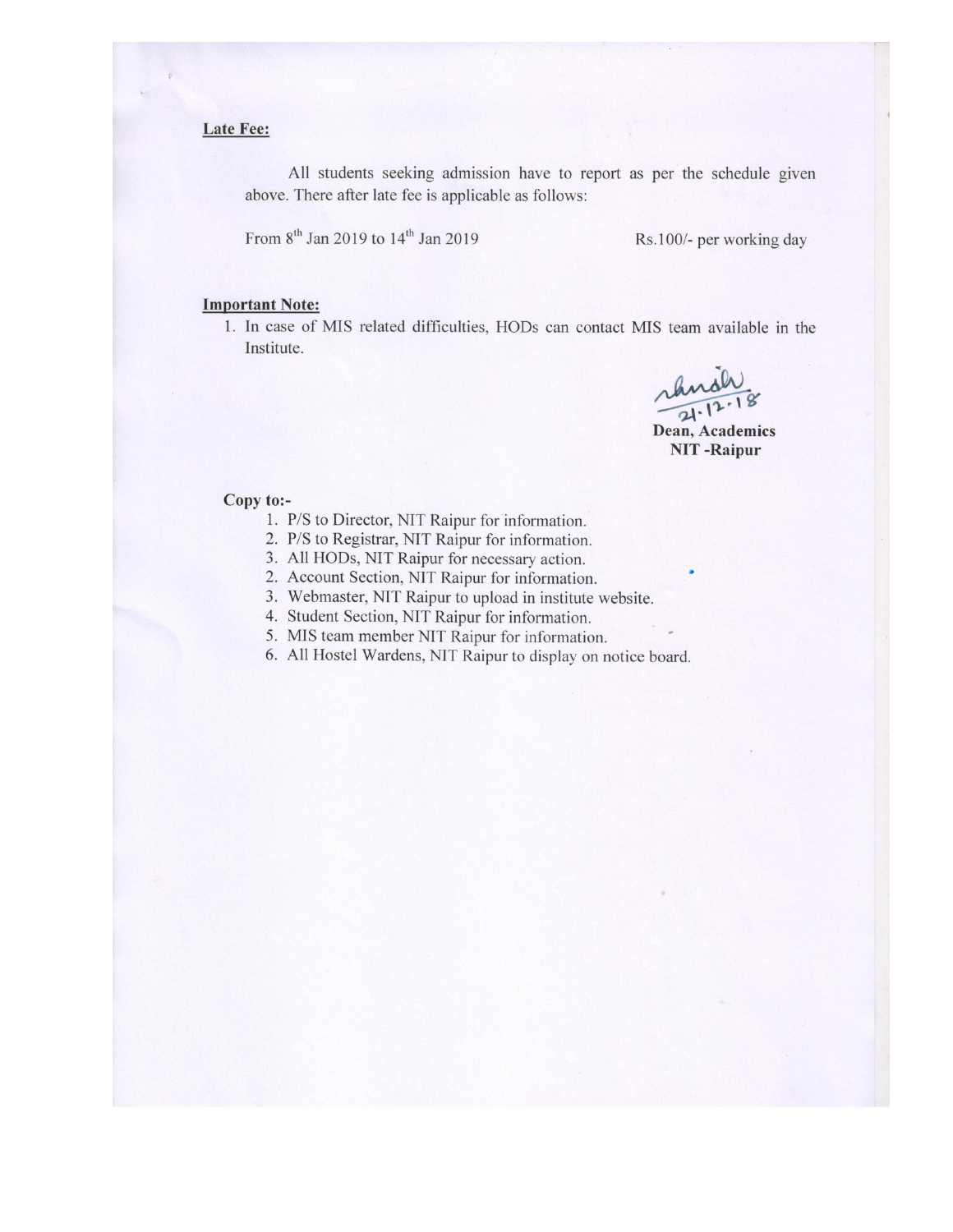**Late Fee:**

All students seeking admission have to report as per the schedule given above. There after late fee is applicable as follows:

From 8th Jan 2019 to 14th Jan 2019 — Rs.100/- per working day

**Important Note:**

1. In case of MIS related difficulties, HODs can contact MIS team available in the Institute.

21.12.18

**Dean, Academics**
**NIT -Raipur**

**Copy to:-**

1. P/S to Director, NIT Raipur for information.
2. P/S to Registrar, NIT Raipur for information.
3. All HODs, NIT Raipur for necessary action.
2. Account Section, NIT Raipur for information.
3. Webmaster, NIT Raipur to upload in institute website.
4. Student Section, NIT Raipur for information.
5. MIS team member NIT Raipur for information.
6. All Hostel Wardens, NIT Raipur to display on notice board.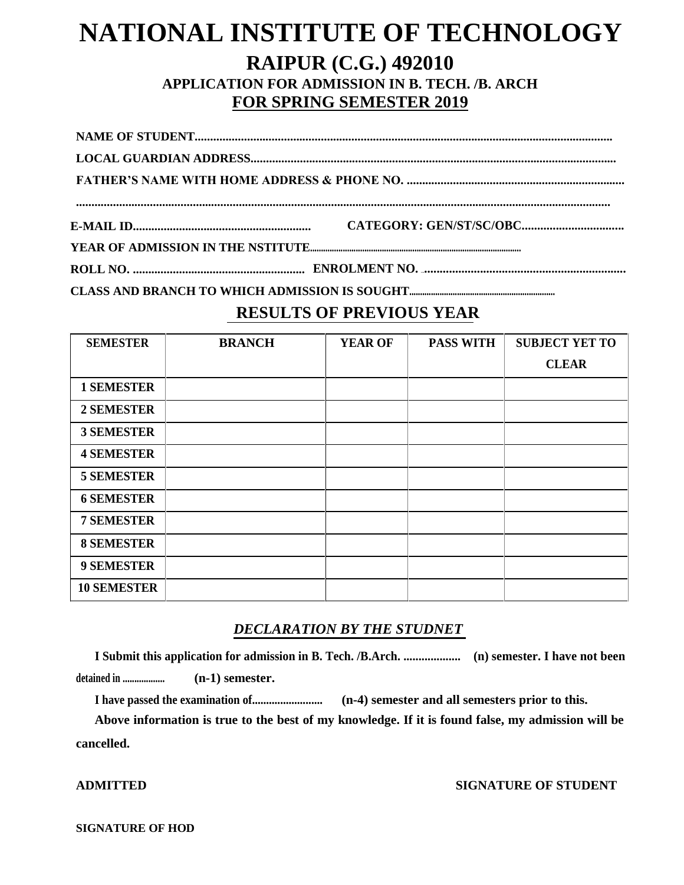# NATIONAL INSTITUTE OF TECHNOLOGY

## RAIPUR (C.G.) 492010

### APPLICATION FOR ADMISSION IN B. TECH. /B. ARCH

### FOR SPRING SEMESTER 2019

**NAME OF STUDENT.......................................................................................................................................**

**LOCAL GUARDIAN ADDRESS.....................................................................................................................**

**FATHER'S NAME WITH HOME ADDRESS & PHONE NO. ......................................................................**

**..........................................................................................................................................................................**

**E-MAIL ID..........................................................** **CATEGORY: GEN/ST/SC/OBC.................................**

**YEAR OF ADMISSION IN THE NSTITUTE...............................................................................................**

**ROLL NO. .........................................................** **ENROLMENT NO. ..................................................................**

**CLASS AND BRANCH TO WHICH ADMISSION IS SOUGHT...................................................................**

## RESULTS OF PREVIOUS YEAR

| SEMESTER | BRANCH | YEAR OF | PASS WITH | SUBJECT YET TO CLEAR |
|---|---|---|---|---|
| 1 SEMESTER | | | | |
| 2 SEMESTER | | | | |
| 3 SEMESTER | | | | |
| 4 SEMESTER | | | | |
| 5 SEMESTER | | | | |
| 6 SEMESTER | | | | |
| 7 SEMESTER | | | | |
| 8 SEMESTER | | | | |
| 9 SEMESTER | | | | |
| 10 SEMESTER | | | | |

### *DECLARATION BY THE STUDNET*

**I Submit this application for admission in B. Tech. /B.Arch. ................... (n) semester. I have not been detained in .................. (n-1) semester.**

**I have passed the examination of......................... (n-4) semester and all semesters prior to this.**

**Above information is true to the best of my knowledge. If it is found false, my admission will be cancelled.**

**ADMITTED** **SIGNATURE OF STUDENT**

**SIGNATURE OF HOD**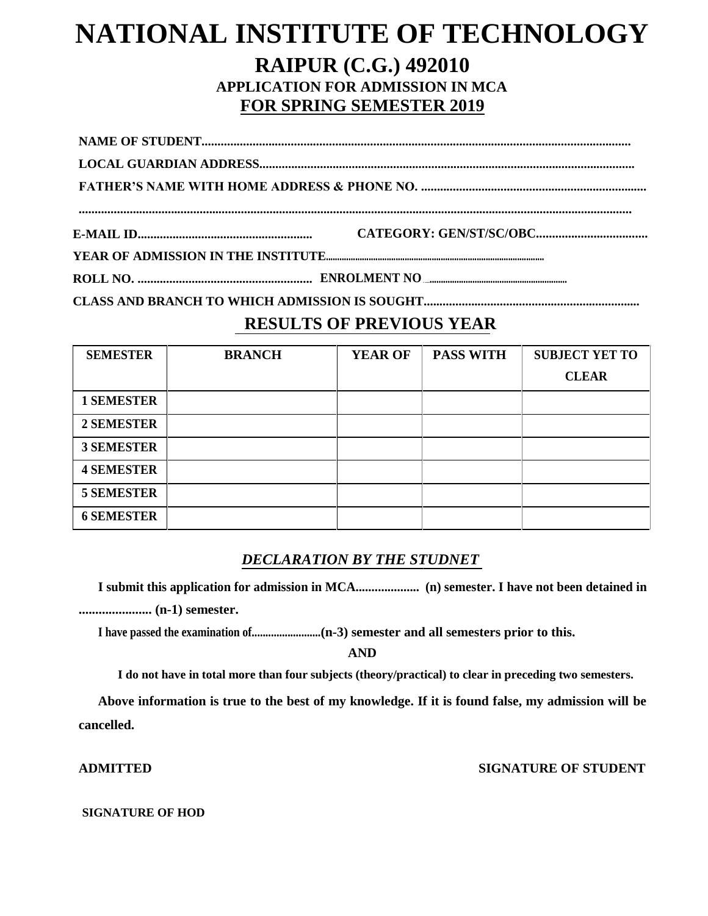# NATIONAL INSTITUTE OF TECHNOLOGY

## RAIPUR (C.G.) 492010

### APPLICATION FOR ADMISSION IN MCA

### FOR SPRING SEMESTER 2019

**NAME OF STUDENT.......................................................................................................................................**

**LOCAL GUARDIAN ADDRESS.....................................................................................................................**

**FATHER'S NAME WITH HOME ADDRESS & PHONE NO. .......................................................................**

**.............................................................................................................................................................................**

**E-MAIL ID.......................................................** **CATEGORY: GEN/ST/SC/OBC...................................**

**YEAR OF ADMISSION IN THE INSTITUTE..................................................................................................**

**ROLL NO. .......................................................** **ENROLMENT NO ..................................................................**

**CLASS AND BRANCH TO WHICH ADMISSION IS SOUGHT...................................................................**

## RESULTS OF PREVIOUS YEAR

| SEMESTER | BRANCH | YEAR OF | PASS WITH | SUBJECT YET TO CLEAR |
|---|---|---|---|---|
| 1 SEMESTER | | | | |
| 2 SEMESTER | | | | |
| 3 SEMESTER | | | | |
| 4 SEMESTER | | | | |
| 5 SEMESTER | | | | |
| 6 SEMESTER | | | | |

## *DECLARATION BY THE STUDNET*

**I submit this application for admission in MCA.................... (n) semester. I have not been detained in ...................... (n-1) semester.**

**I have passed the examination of..........................(n-3) semester and all semesters prior to this.**

**AND**

**I do not have in total more than four subjects (theory/practical) to clear in preceding two semesters.**

**Above information is true to the best of my knowledge. If it is found false, my admission will be cancelled.**

**ADMITTED** **SIGNATURE OF STUDENT**

**SIGNATURE OF HOD**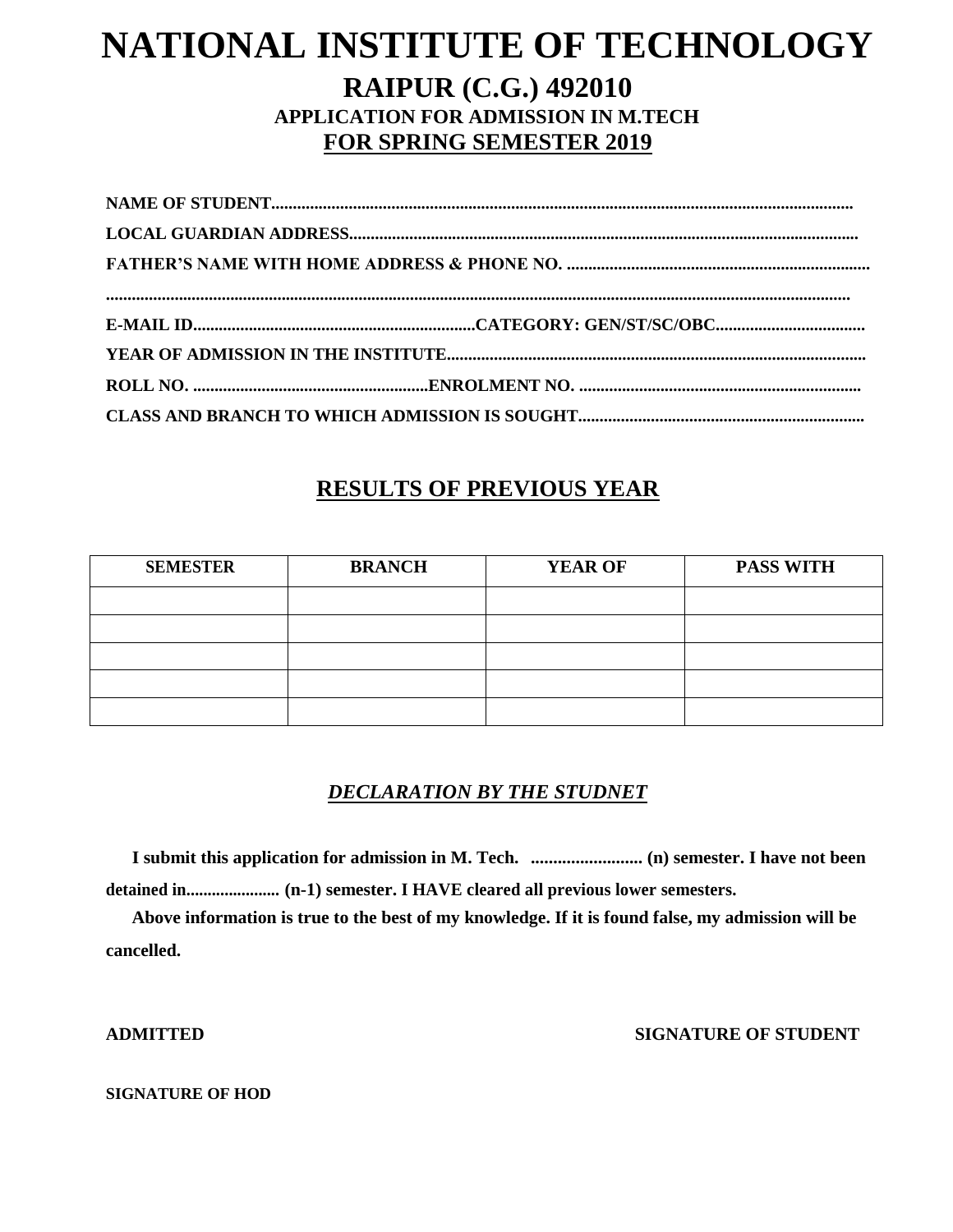# NATIONAL INSTITUTE OF TECHNOLOGY

## RAIPUR (C.G.) 492010

### APPLICATION FOR ADMISSION IN M.TECH

### FOR SPRING SEMESTER 2019

**NAME OF STUDENT.........................................................................................................................................**

**LOCAL GUARDIAN ADDRESS.......................................................................................................................**

**FATHER'S NAME WITH HOME ADDRESS & PHONE NO. .......................................................................**

**..............................................................................................................................................................................**

**E-MAIL ID...................................................................CATEGORY: GEN/ST/SC/OBC...................................**

**YEAR OF ADMISSION IN THE INSTITUTE..................................................................................................**

**ROLL NO. ........................................................ENROLMENT NO. ..................................................................**

**CLASS AND BRANCH TO WHICH ADMISSION IS SOUGHT...................................................................**

## RESULTS OF PREVIOUS YEAR

| SEMESTER | BRANCH | YEAR OF | PASS WITH |
|---|---|---|---|
| | | | |
| | | | |
| | | | |
| | | | |
| | | | |

### *DECLARATION BY THE STUDNET*

**I submit this application for admission in M. Tech. .......................... (n) semester. I have not been detained in...................... (n-1) semester. I HAVE cleared all previous lower semesters.**

**Above information is true to the best of my knowledge. If it is found false, my admission will be cancelled.**

**ADMITTED** **SIGNATURE OF STUDENT**

**SIGNATURE OF HOD**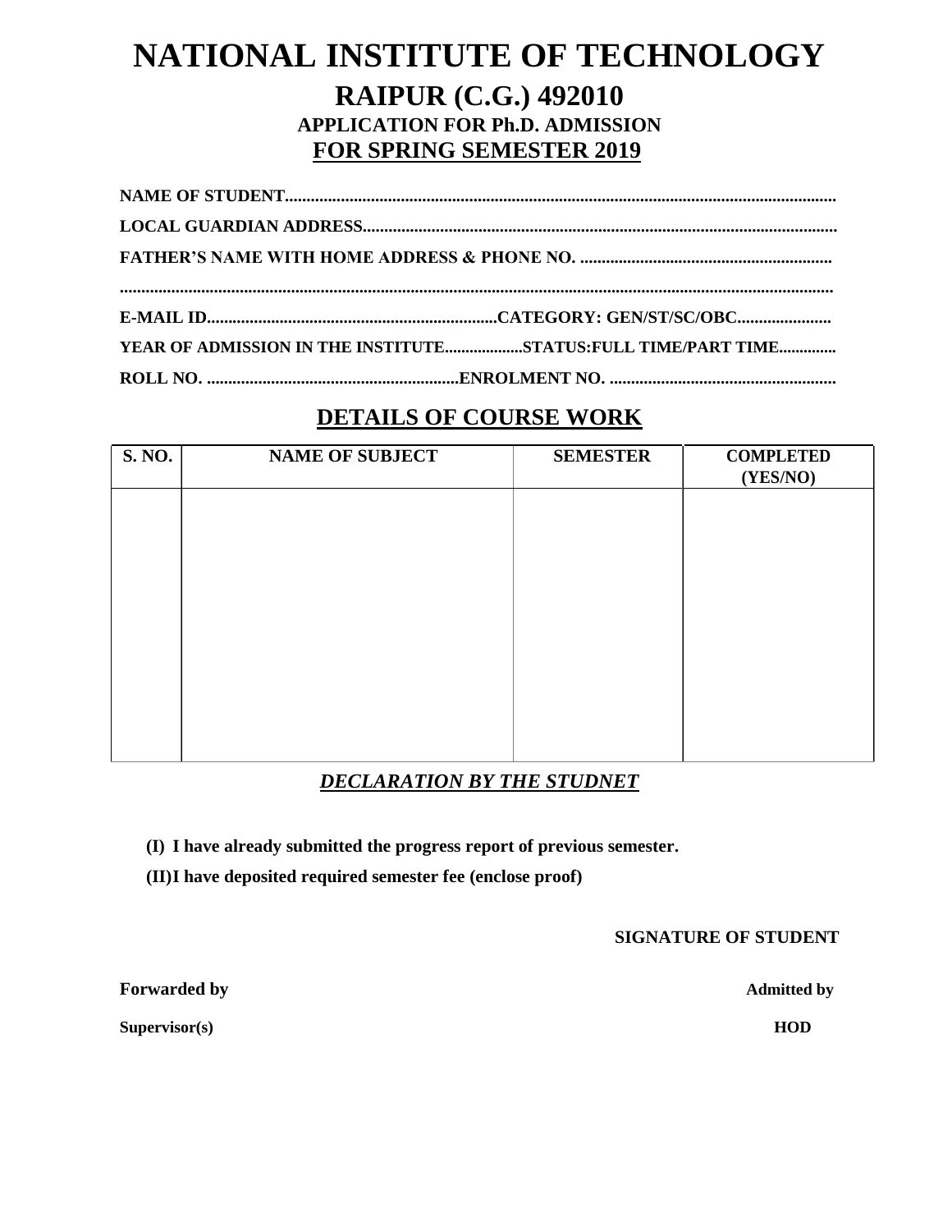# NATIONAL INSTITUTE OF TECHNOLOGY

## RAIPUR (C.G.) 492010

### APPLICATION FOR Ph.D. ADMISSION

### FOR SPRING SEMESTER 2019

**NAME OF STUDENT..............................................................................................................................**

**LOCAL GUARDIAN ADDRESS.............................................................................................................**

**FATHER'S NAME WITH HOME ADDRESS & PHONE NO. ..........................................................**

**..................................................................................................................................................................**

**E-MAIL ID...................................................................CATEGORY: GEN/ST/SC/OBC.....................**

**YEAR OF ADMISSION IN THE INSTITUTE..................STATUS:FULL TIME/PART TIME.............**

**ROLL NO. ..........................................................ENROLMENT NO. ....................................................**

## DETAILS OF COURSE WORK

| S. NO. | NAME OF SUBJECT | SEMESTER | COMPLETED (YES/NO) |
|---|---|---|---|
| | | | |

***DECLARATION BY THE STUDNET***

**(I) I have already submitted the progress report of previous semester.**

**(II)I have deposited required semester fee (enclose proof)**

**SIGNATURE OF STUDENT**

**Forwarded by** **Admitted by**

**Supervisor(s)** **HOD**